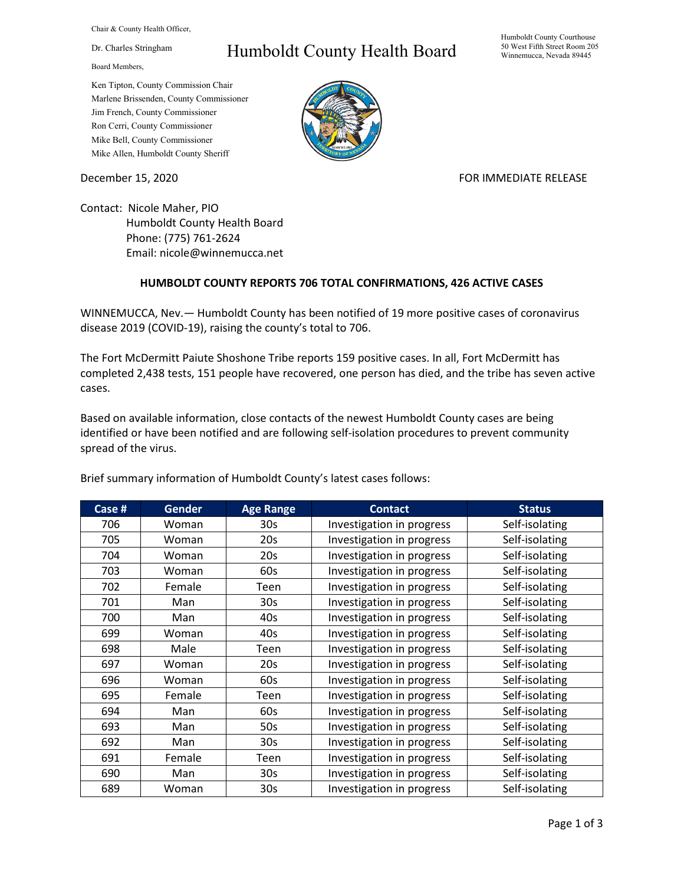Chair & County Health Officer,

Dr. Charles Stringham

# Humboldt County Health Board

Humboldt County Courthouse
50 West Fifth Street Room 205
Winnemucca, Nevada 89445

Board Members,

Ken Tipton, County Commission Chair
Marlene Brissenden, County Commissioner
Jim French, County Commissioner
Ron Cerri, County Commissioner
Mike Bell, County Commissioner
Mike Allen, Humboldt County Sheriff

December 15, 2020

FOR IMMEDIATE RELEASE

Contact: Nicole Maher, PIO
Humboldt County Health Board
Phone: (775) 761-2624
Email: nicole@winnemucca.net

**HUMBOLDT COUNTY REPORTS 706 TOTAL CONFIRMATIONS, 426 ACTIVE CASES**

WINNEMUCCA, Nev.— Humboldt County has been notified of 19 more positive cases of coronavirus disease 2019 (COVID-19), raising the county's total to 706.

The Fort McDermitt Paiute Shoshone Tribe reports 159 positive cases. In all, Fort McDermitt has completed 2,438 tests, 151 people have recovered, one person has died, and the tribe has seven active cases.

Based on available information, close contacts of the newest Humboldt County cases are being identified or have been notified and are following self-isolation procedures to prevent community spread of the virus.

Brief summary information of Humboldt County's latest cases follows:

| Case # | Gender | Age Range | Contact | Status |
|---|---|---|---|---|
| 706 | Woman | 30s | Investigation in progress | Self-isolating |
| 705 | Woman | 20s | Investigation in progress | Self-isolating |
| 704 | Woman | 20s | Investigation in progress | Self-isolating |
| 703 | Woman | 60s | Investigation in progress | Self-isolating |
| 702 | Female | Teen | Investigation in progress | Self-isolating |
| 701 | Man | 30s | Investigation in progress | Self-isolating |
| 700 | Man | 40s | Investigation in progress | Self-isolating |
| 699 | Woman | 40s | Investigation in progress | Self-isolating |
| 698 | Male | Teen | Investigation in progress | Self-isolating |
| 697 | Woman | 20s | Investigation in progress | Self-isolating |
| 696 | Woman | 60s | Investigation in progress | Self-isolating |
| 695 | Female | Teen | Investigation in progress | Self-isolating |
| 694 | Man | 60s | Investigation in progress | Self-isolating |
| 693 | Man | 50s | Investigation in progress | Self-isolating |
| 692 | Man | 30s | Investigation in progress | Self-isolating |
| 691 | Female | Teen | Investigation in progress | Self-isolating |
| 690 | Man | 30s | Investigation in progress | Self-isolating |
| 689 | Woman | 30s | Investigation in progress | Self-isolating |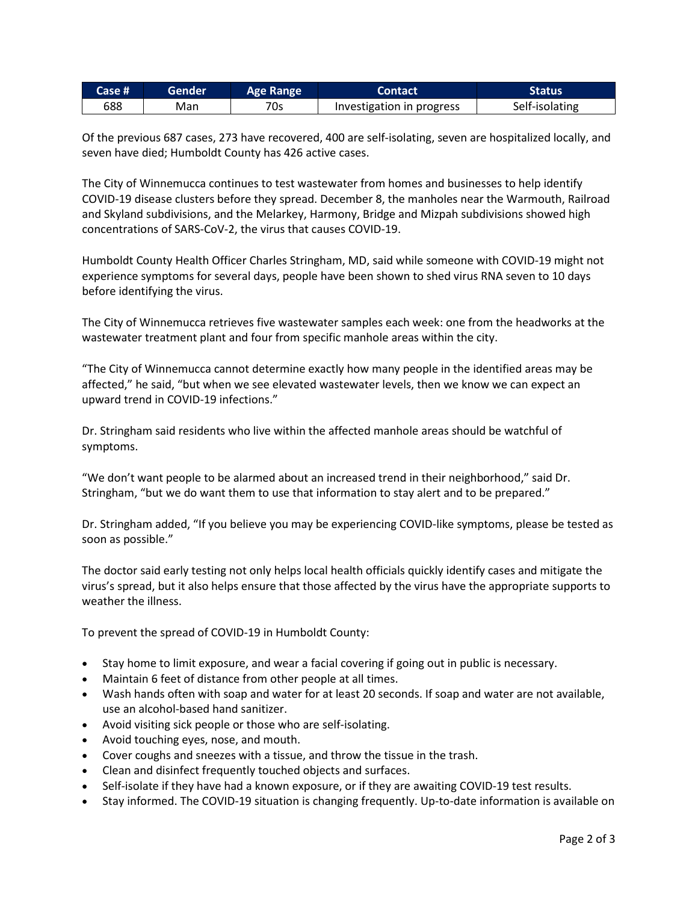| Case # | Gender | Age Range | Contact | Status |
| --- | --- | --- | --- | --- |
| 688 | Man | 70s | Investigation in progress | Self-isolating |

Of the previous 687 cases, 273 have recovered, 400 are self-isolating, seven are hospitalized locally, and seven have died; Humboldt County has 426 active cases.

The City of Winnemucca continues to test wastewater from homes and businesses to help identify COVID-19 disease clusters before they spread. December 8, the manholes near the Warmouth, Railroad and Skyland subdivisions, and the Melarkey, Harmony, Bridge and Mizpah subdivisions showed high concentrations of SARS-CoV-2, the virus that causes COVID-19.

Humboldt County Health Officer Charles Stringham, MD, said while someone with COVID-19 might not experience symptoms for several days, people have been shown to shed virus RNA seven to 10 days before identifying the virus.

The City of Winnemucca retrieves five wastewater samples each week: one from the headworks at the wastewater treatment plant and four from specific manhole areas within the city.

“The City of Winnemucca cannot determine exactly how many people in the identified areas may be affected,” he said, “but when we see elevated wastewater levels, then we know we can expect an upward trend in COVID-19 infections.”

Dr. Stringham said residents who live within the affected manhole areas should be watchful of symptoms.

“We don’t want people to be alarmed about an increased trend in their neighborhood,” said Dr. Stringham, “but we do want them to use that information to stay alert and to be prepared.”

Dr. Stringham added, “If you believe you may be experiencing COVID-like symptoms, please be tested as soon as possible.”

The doctor said early testing not only helps local health officials quickly identify cases and mitigate the virus’s spread, but it also helps ensure that those affected by the virus have the appropriate supports to weather the illness.

To prevent the spread of COVID-19 in Humboldt County:

- Stay home to limit exposure, and wear a facial covering if going out in public is necessary.
- Maintain 6 feet of distance from other people at all times.
- Wash hands often with soap and water for at least 20 seconds. If soap and water are not available, use an alcohol-based hand sanitizer.
- Avoid visiting sick people or those who are self-isolating.
- Avoid touching eyes, nose, and mouth.
- Cover coughs and sneezes with a tissue, and throw the tissue in the trash.
- Clean and disinfect frequently touched objects and surfaces.
- Self-isolate if they have had a known exposure, or if they are awaiting COVID-19 test results.
- Stay informed. The COVID-19 situation is changing frequently. Up-to-date information is available on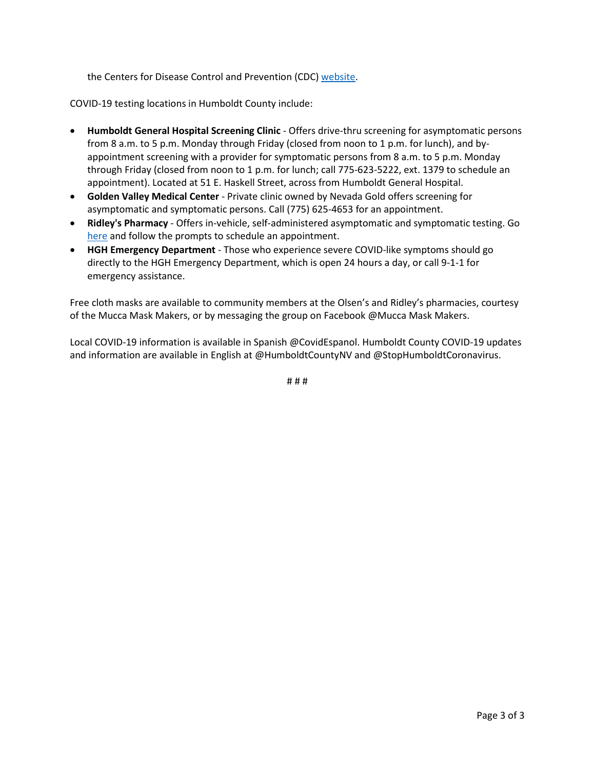the Centers for Disease Control and Prevention (CDC) website.

COVID-19 testing locations in Humboldt County include:

- **Humboldt General Hospital Screening Clinic** - Offers drive-thru screening for asymptomatic persons from 8 a.m. to 5 p.m. Monday through Friday (closed from noon to 1 p.m. for lunch), and by-appointment screening with a provider for symptomatic persons from 8 a.m. to 5 p.m. Monday through Friday (closed from noon to 1 p.m. for lunch; call 775-623-5222, ext. 1379 to schedule an appointment). Located at 51 E. Haskell Street, across from Humboldt General Hospital.
- **Golden Valley Medical Center** - Private clinic owned by Nevada Gold offers screening for asymptomatic and symptomatic persons. Call (775) 625-4653 for an appointment.
- **Ridley's Pharmacy** - Offers in-vehicle, self-administered asymptomatic and symptomatic testing. Go here and follow the prompts to schedule an appointment.
- **HGH Emergency Department** - Those who experience severe COVID-like symptoms should go directly to the HGH Emergency Department, which is open 24 hours a day, or call 9-1-1 for emergency assistance.

Free cloth masks are available to community members at the Olsen's and Ridley's pharmacies, courtesy of the Mucca Mask Makers, or by messaging the group on Facebook @Mucca Mask Makers.

Local COVID-19 information is available in Spanish @CovidEspanol. Humboldt County COVID-19 updates and information are available in English at @HumboldtCountyNV and @StopHumboldtCoronavirus.

# # #